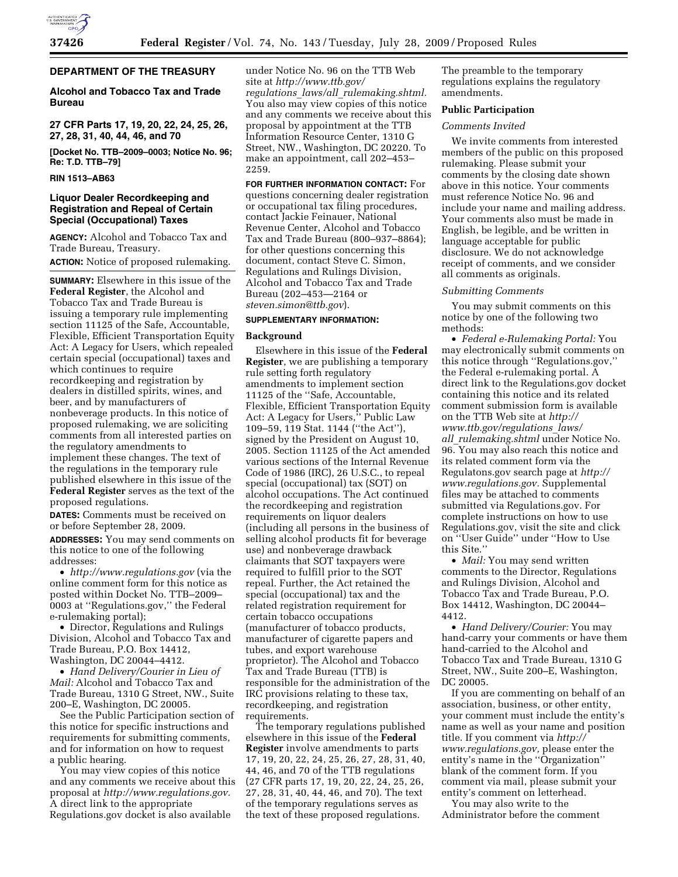## DEPARTMENT OF THE TREASURY

### Alcohol and Tobacco Tax and Trade Bureau

**27 CFR Parts 17, 19, 20, 22, 24, 25, 26, 27, 28, 31, 40, 44, 46, and 70**

**[Docket No. TTB–2009–0003; Notice No. 96; Re: T.D. TTB–79]**

**RIN 1513–AB63**

### Liquor Dealer Recordkeeping and Registration and Repeal of Certain Special (Occupational) Taxes

**AGENCY:** Alcohol and Tobacco Tax and Trade Bureau, Treasury.

**ACTION:** Notice of proposed rulemaking.

**SUMMARY:** Elsewhere in this issue of the **Federal Register**, the Alcohol and Tobacco Tax and Trade Bureau is issuing a temporary rule implementing section 11125 of the Safe, Accountable, Flexible, Efficient Transportation Equity Act: A Legacy for Users, which repealed certain special (occupational) taxes and which continues to require recordkeeping and registration by dealers in distilled spirits, wines, and beer, and by manufacturers of nonbeverage products. In this notice of proposed rulemaking, we are soliciting comments from all interested parties on the regulatory amendments to implement these changes. The text of the regulations in the temporary rule published elsewhere in this issue of the **Federal Register** serves as the text of the proposed regulations.

**DATES:** Comments must be received on or before September 28, 2009.

**ADDRESSES:** You may send comments on this notice to one of the following addresses:

- *http://www.regulations.gov* (via the online comment form for this notice as posted within Docket No. TTB–2009–0003 at "Regulations.gov," the Federal e-rulemaking portal);
- Director, Regulations and Rulings Division, Alcohol and Tobacco Tax and Trade Bureau, P.O. Box 14412, Washington, DC 20044–4412.
- *Hand Delivery/Courier in Lieu of Mail:* Alcohol and Tobacco Tax and Trade Bureau, 1310 G Street, NW., Suite 200–E, Washington, DC 20005.

See the Public Participation section of this notice for specific instructions and requirements for submitting comments, and for information on how to request a public hearing.

You may view copies of this notice and any comments we receive about this proposal at *http://www.regulations.gov.* A direct link to the appropriate Regulations.gov docket is also available under Notice No. 96 on the TTB Web site at *http://www.ttb.gov/regulations_laws/all_rulemaking.shtml.* You also may view copies of this notice and any comments we receive about this proposal by appointment at the TTB Information Resource Center, 1310 G Street, NW., Washington, DC 20220. To make an appointment, call 202–453–2259.

**FOR FURTHER INFORMATION CONTACT:** For questions concerning dealer registration or occupational tax filing procedures, contact Jackie Feinauer, National Revenue Center, Alcohol and Tobacco Tax and Trade Bureau (800–937–8864); for other questions concerning this document, contact Steve C. Simon, Regulations and Rulings Division, Alcohol and Tobacco Tax and Trade Bureau (202–453—2164 or *steven.simon@ttb.gov*).

**SUPPLEMENTARY INFORMATION:**

### Background

Elsewhere in this issue of the **Federal Register**, we are publishing a temporary rule setting forth regulatory amendments to implement section 11125 of the "Safe, Accountable, Flexible, Efficient Transportation Equity Act: A Legacy for Users," Public Law 109–59, 119 Stat. 1144 ("the Act"), signed by the President on August 10, 2005. Section 11125 of the Act amended various sections of the Internal Revenue Code of 1986 (IRC), 26 U.S.C., to repeal special (occupational) tax (SOT) on alcohol occupations. The Act continued the recordkeeping and registration requirements on liquor dealers (including all persons in the business of selling alcohol products fit for beverage use) and nonbeverage drawback claimants that SOT taxpayers were required to fulfill prior to the SOT repeal. Further, the Act retained the special (occupational) tax and the related registration requirement for certain tobacco occupations (manufacturer of tobacco products, manufacturer of cigarette papers and tubes, and export warehouse proprietor). The Alcohol and Tobacco Tax and Trade Bureau (TTB) is responsible for the administration of the IRC provisions relating to these tax, recordkeeping, and registration requirements.

The temporary regulations published elsewhere in this issue of the **Federal Register** involve amendments to parts 17, 19, 20, 22, 24, 25, 26, 27, 28, 31, 40, 44, 46, and 70 of the TTB regulations (27 CFR parts 17, 19, 20, 22, 24, 25, 26, 27, 28, 31, 40, 44, 46, and 70). The text of the temporary regulations serves as the text of these proposed regulations. The preamble to the temporary regulations explains the regulatory amendments.

### Public Participation

#### *Comments Invited*

We invite comments from interested members of the public on this proposed rulemaking. Please submit your comments by the closing date shown above in this notice. Your comments must reference Notice No. 96 and include your name and mailing address. Your comments also must be made in English, be legible, and be written in language acceptable for public disclosure. We do not acknowledge receipt of comments, and we consider all comments as originals.

#### *Submitting Comments*

You may submit comments on this notice by one of the following two methods:

- *Federal e-Rulemaking Portal:* You may electronically submit comments on this notice through "Regulations.gov," the Federal e-rulemaking portal. A direct link to the Regulations.gov docket containing this notice and its related comment submission form is available on the TTB Web site at *http://www.ttb.gov/regulations_laws/all_rulemaking.shtml* under Notice No. 96. You may also reach this notice and its related comment form via the Regulatons.gov search page at *http://www.regulations.gov.* Supplemental files may be attached to comments submitted via Regulations.gov. For complete instructions on how to use Regulations.gov, visit the site and click on "User Guide" under "How to Use this Site."
- *Mail:* You may send written comments to the Director, Regulations and Rulings Division, Alcohol and Tobacco Tax and Trade Bureau, P.O. Box 14412, Washington, DC 20044–4412.
- *Hand Delivery/Courier:* You may hand-carry your comments or have them hand-carried to the Alcohol and Tobacco Tax and Trade Bureau, 1310 G Street, NW., Suite 200–E, Washington, DC 20005.

If you are commenting on behalf of an association, business, or other entity, your comment must include the entity's name as well as your name and position title. If you comment via *http://www.regulations.gov,* please enter the entity's name in the "Organization" blank of the comment form. If you comment via mail, please submit your entity's comment on letterhead.

You may also write to the Administrator before the comment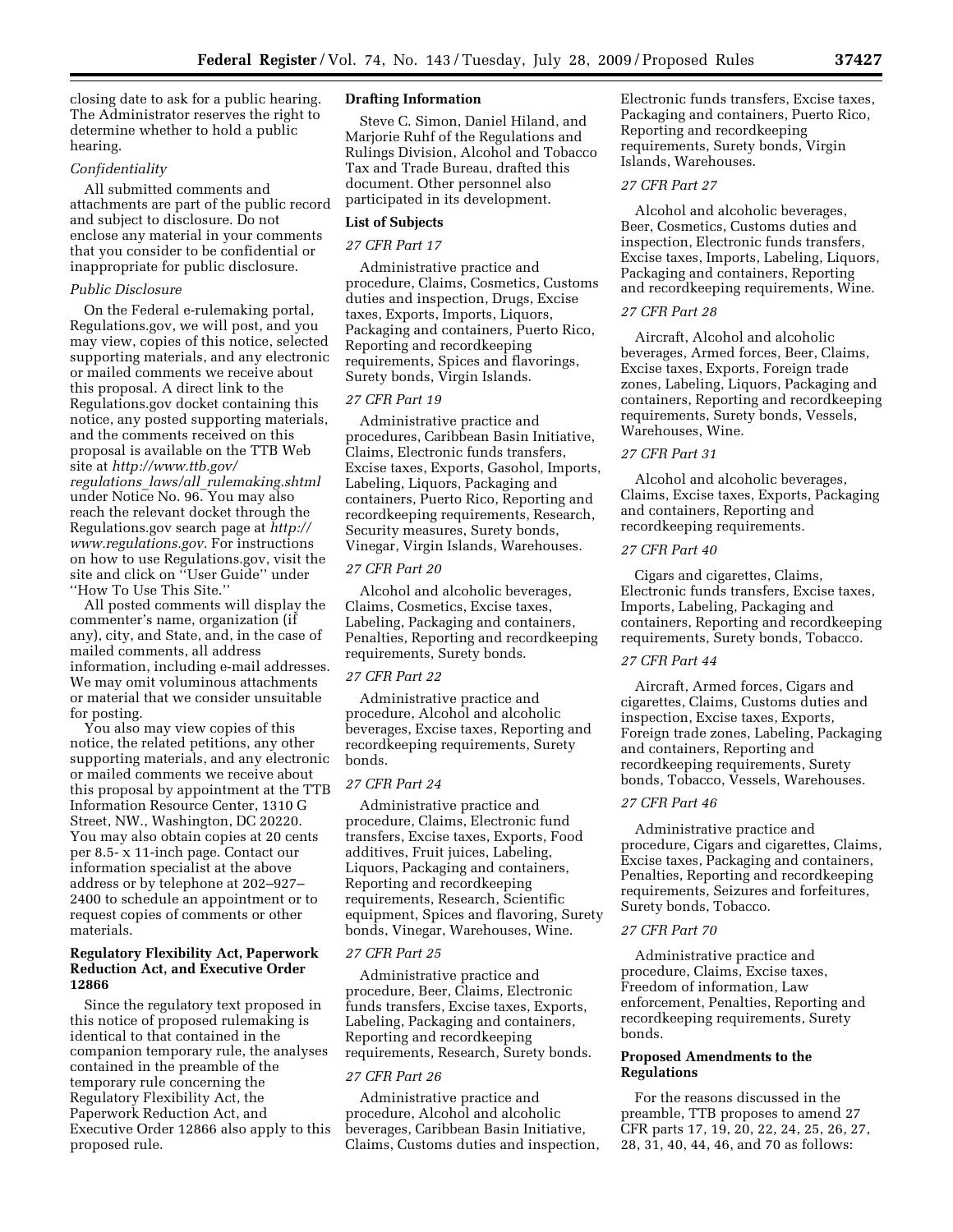closing date to ask for a public hearing. The Administrator reserves the right to determine whether to hold a public hearing.

*Confidentiality*

All submitted comments and attachments are part of the public record and subject to disclosure. Do not enclose any material in your comments that you consider to be confidential or inappropriate for public disclosure.

*Public Disclosure*

On the Federal e-rulemaking portal, Regulations.gov, we will post, and you may view, copies of this notice, selected supporting materials, and any electronic or mailed comments we receive about this proposal. A direct link to the Regulations.gov docket containing this notice, any posted supporting materials, and the comments received on this proposal is available on the TTB Web site at *http://www.ttb.gov/regulations_laws/all_rulemaking.shtml* under Notice No. 96. You may also reach the relevant docket through the Regulations.gov search page at *http://www.regulations.gov.* For instructions on how to use Regulations.gov, visit the site and click on ''User Guide'' under ''How To Use This Site.''

All posted comments will display the commenter's name, organization (if any), city, and State, and, in the case of mailed comments, all address information, including e-mail addresses. We may omit voluminous attachments or material that we consider unsuitable for posting.

You also may view copies of this notice, the related petitions, any other supporting materials, and any electronic or mailed comments we receive about this proposal by appointment at the TTB Information Resource Center, 1310 G Street, NW., Washington, DC 20220. You may also obtain copies at 20 cents per 8.5- x 11-inch page. Contact our information specialist at the above address or by telephone at 202–927–2400 to schedule an appointment or to request copies of comments or other materials.

**Regulatory Flexibility Act, Paperwork Reduction Act, and Executive Order 12866**

Since the regulatory text proposed in this notice of proposed rulemaking is identical to that contained in the companion temporary rule, the analyses contained in the preamble of the temporary rule concerning the Regulatory Flexibility Act, the Paperwork Reduction Act, and Executive Order 12866 also apply to this proposed rule.

**Drafting Information**

Steve C. Simon, Daniel Hiland, and Marjorie Ruhf of the Regulations and Rulings Division, Alcohol and Tobacco Tax and Trade Bureau, drafted this document. Other personnel also participated in its development.

**List of Subjects**

*27 CFR Part 17*

Administrative practice and procedure, Claims, Cosmetics, Customs duties and inspection, Drugs, Excise taxes, Exports, Imports, Liquors, Packaging and containers, Puerto Rico, Reporting and recordkeeping requirements, Spices and flavorings, Surety bonds, Virgin Islands.

*27 CFR Part 19*

Administrative practice and procedures, Caribbean Basin Initiative, Claims, Electronic funds transfers, Excise taxes, Exports, Gasohol, Imports, Labeling, Liquors, Packaging and containers, Puerto Rico, Reporting and recordkeeping requirements, Research, Security measures, Surety bonds, Vinegar, Virgin Islands, Warehouses.

*27 CFR Part 20*

Alcohol and alcoholic beverages, Claims, Cosmetics, Excise taxes, Labeling, Packaging and containers, Penalties, Reporting and recordkeeping requirements, Surety bonds.

*27 CFR Part 22*

Administrative practice and procedure, Alcohol and alcoholic beverages, Excise taxes, Reporting and recordkeeping requirements, Surety bonds.

*27 CFR Part 24*

Administrative practice and procedure, Claims, Electronic fund transfers, Excise taxes, Exports, Food additives, Fruit juices, Labeling, Liquors, Packaging and containers, Reporting and recordkeeping requirements, Research, Scientific equipment, Spices and flavoring, Surety bonds, Vinegar, Warehouses, Wine.

*27 CFR Part 25*

Administrative practice and procedure, Beer, Claims, Electronic funds transfers, Excise taxes, Exports, Labeling, Packaging and containers, Reporting and recordkeeping requirements, Research, Surety bonds.

*27 CFR Part 26*

Administrative practice and procedure, Alcohol and alcoholic beverages, Caribbean Basin Initiative, Claims, Customs duties and inspection, Electronic funds transfers, Excise taxes, Packaging and containers, Puerto Rico, Reporting and recordkeeping requirements, Surety bonds, Virgin Islands, Warehouses.

*27 CFR Part 27*

Alcohol and alcoholic beverages, Beer, Cosmetics, Customs duties and inspection, Electronic funds transfers, Excise taxes, Imports, Labeling, Liquors, Packaging and containers, Reporting and recordkeeping requirements, Wine.

*27 CFR Part 28*

Aircraft, Alcohol and alcoholic beverages, Armed forces, Beer, Claims, Excise taxes, Exports, Foreign trade zones, Labeling, Liquors, Packaging and containers, Reporting and recordkeeping requirements, Surety bonds, Vessels, Warehouses, Wine.

*27 CFR Part 31*

Alcohol and alcoholic beverages, Claims, Excise taxes, Exports, Packaging and containers, Reporting and recordkeeping requirements.

*27 CFR Part 40*

Cigars and cigarettes, Claims, Electronic funds transfers, Excise taxes, Imports, Labeling, Packaging and containers, Reporting and recordkeeping requirements, Surety bonds, Tobacco.

*27 CFR Part 44*

Aircraft, Armed forces, Cigars and cigarettes, Claims, Customs duties and inspection, Excise taxes, Exports, Foreign trade zones, Labeling, Packaging and containers, Reporting and recordkeeping requirements, Surety bonds, Tobacco, Vessels, Warehouses.

*27 CFR Part 46*

Administrative practice and procedure, Cigars and cigarettes, Claims, Excise taxes, Packaging and containers, Penalties, Reporting and recordkeeping requirements, Seizures and forfeitures, Surety bonds, Tobacco.

*27 CFR Part 70*

Administrative practice and procedure, Claims, Excise taxes, Freedom of information, Law enforcement, Penalties, Reporting and recordkeeping requirements, Surety bonds.

**Proposed Amendments to the Regulations**

For the reasons discussed in the preamble, TTB proposes to amend 27 CFR parts 17, 19, 20, 22, 24, 25, 26, 27, 28, 31, 40, 44, 46, and 70 as follows: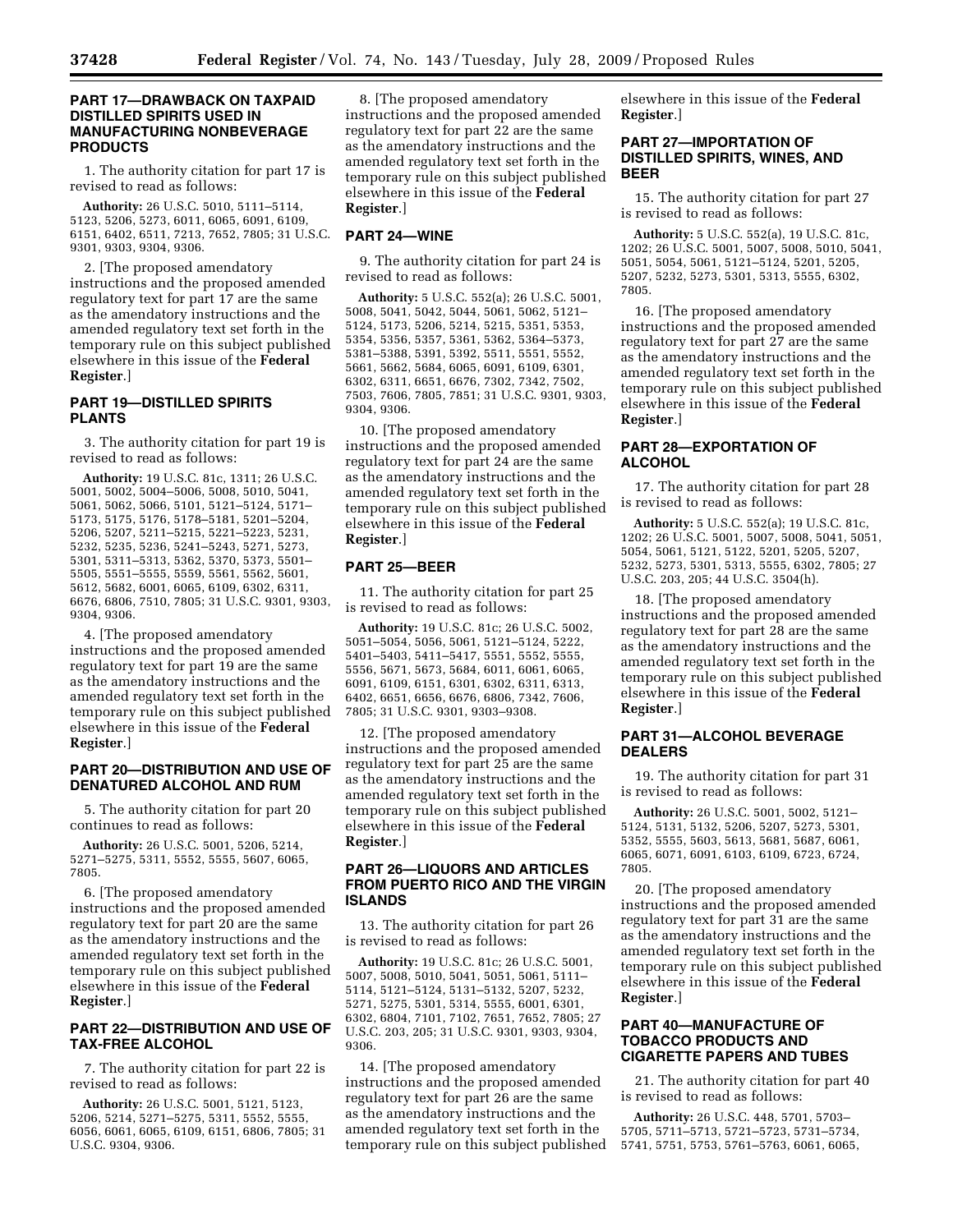## PART 17—DRAWBACK ON TAXPAID DISTILLED SPIRITS USED IN MANUFACTURING NONBEVERAGE PRODUCTS

1. The authority citation for part 17 is revised to read as follows:

**Authority:** 26 U.S.C. 5010, 5111–5114, 5123, 5206, 5273, 6011, 6065, 6091, 6109, 6151, 6402, 6511, 7213, 7652, 7805; 31 U.S.C. 9301, 9303, 9304, 9306.

2. [The proposed amendatory instructions and the proposed amended regulatory text for part 17 are the same as the amendatory instructions and the amended regulatory text set forth in the temporary rule on this subject published elsewhere in this issue of the **Federal Register**.]

## PART 19—DISTILLED SPIRITS PLANTS

3. The authority citation for part 19 is revised to read as follows:

**Authority:** 19 U.S.C. 81c, 1311; 26 U.S.C. 5001, 5002, 5004–5006, 5008, 5010, 5041, 5061, 5062, 5066, 5101, 5121–5124, 5171–5173, 5175, 5176, 5178–5181, 5201–5204, 5206, 5207, 5211–5215, 5221–5223, 5231, 5232, 5235, 5236, 5241–5243, 5271, 5273, 5301, 5311–5313, 5362, 5370, 5373, 5501–5505, 5551–5555, 5559, 5561, 5562, 5601, 5612, 5682, 6001, 6065, 6109, 6302, 6311, 6676, 6806, 7510, 7805; 31 U.S.C. 9301, 9303, 9304, 9306.

4. [The proposed amendatory instructions and the proposed amended regulatory text for part 19 are the same as the amendatory instructions and the amended regulatory text set forth in the temporary rule on this subject published elsewhere in this issue of the **Federal Register**.]

## PART 20—DISTRIBUTION AND USE OF DENATURED ALCOHOL AND RUM

5. The authority citation for part 20 continues to read as follows:

**Authority:** 26 U.S.C. 5001, 5206, 5214, 5271–5275, 5311, 5552, 5555, 5607, 6065, 7805.

6. [The proposed amendatory instructions and the proposed amended regulatory text for part 20 are the same as the amendatory instructions and the amended regulatory text set forth in the temporary rule on this subject published elsewhere in this issue of the **Federal Register**.]

## PART 22—DISTRIBUTION AND USE OF TAX-FREE ALCOHOL

7. The authority citation for part 22 is revised to read as follows:

**Authority:** 26 U.S.C. 5001, 5121, 5123, 5206, 5214, 5271–5275, 5311, 5552, 5555, 6056, 6061, 6065, 6109, 6151, 6806, 7805; 31 U.S.C. 9304, 9306.

8. [The proposed amendatory instructions and the proposed amended regulatory text for part 22 are the same as the amendatory instructions and the amended regulatory text set forth in the temporary rule on this subject published elsewhere in this issue of the **Federal Register**.]

## PART 24—WINE

9. The authority citation for part 24 is revised to read as follows:

**Authority:** 5 U.S.C. 552(a); 26 U.S.C. 5001, 5008, 5041, 5042, 5044, 5061, 5062, 5121–5124, 5173, 5206, 5214, 5215, 5351, 5353, 5354, 5356, 5357, 5361, 5362, 5364–5373, 5381–5388, 5391, 5392, 5511, 5551, 5552, 5661, 5662, 5684, 6065, 6091, 6109, 6301, 6302, 6311, 6651, 6676, 7302, 7342, 7502, 7503, 7606, 7805, 7851; 31 U.S.C. 9301, 9303, 9304, 9306.

10. [The proposed amendatory instructions and the proposed amended regulatory text for part 24 are the same as the amendatory instructions and the amended regulatory text set forth in the temporary rule on this subject published elsewhere in this issue of the **Federal Register**.]

## PART 25—BEER

11. The authority citation for part 25 is revised to read as follows:

**Authority:** 19 U.S.C. 81c; 26 U.S.C. 5002, 5051–5054, 5056, 5061, 5121–5124, 5222, 5401–5403, 5411–5417, 5551, 5552, 5555, 5556, 5671, 5673, 5684, 6011, 6061, 6065, 6091, 6109, 6151, 6301, 6302, 6311, 6313, 6402, 6651, 6656, 6676, 6806, 7342, 7606, 7805; 31 U.S.C. 9301, 9303–9308.

12. [The proposed amendatory instructions and the proposed amended regulatory text for part 25 are the same as the amendatory instructions and the amended regulatory text set forth in the temporary rule on this subject published elsewhere in this issue of the **Federal Register**.]

## PART 26—LIQUORS AND ARTICLES FROM PUERTO RICO AND THE VIRGIN ISLANDS

13. The authority citation for part 26 is revised to read as follows:

**Authority:** 19 U.S.C. 81c; 26 U.S.C. 5001, 5007, 5008, 5010, 5041, 5051, 5061, 5111–5114, 5121–5124, 5131–5132, 5207, 5232, 5271, 5275, 5301, 5314, 5555, 6001, 6301, 6302, 6804, 7101, 7102, 7651, 7652, 7805; 27 U.S.C. 203, 205; 31 U.S.C. 9301, 9303, 9304, 9306.

14. [The proposed amendatory instructions and the proposed amended regulatory text for part 26 are the same as the amendatory instructions and the amended regulatory text set forth in the temporary rule on this subject published elsewhere in this issue of the **Federal Register**.]

## PART 27—IMPORTATION OF DISTILLED SPIRITS, WINES, AND BEER

15. The authority citation for part 27 is revised to read as follows:

**Authority:** 5 U.S.C. 552(a), 19 U.S.C. 81c, 1202; 26 U.S.C. 5001, 5007, 5008, 5010, 5041, 5051, 5054, 5061, 5121–5124, 5201, 5205, 5207, 5232, 5273, 5301, 5313, 5555, 6302, 7805.

16. [The proposed amendatory instructions and the proposed amended regulatory text for part 27 are the same as the amendatory instructions and the amended regulatory text set forth in the temporary rule on this subject published elsewhere in this issue of the **Federal Register**.]

## PART 28—EXPORTATION OF ALCOHOL

17. The authority citation for part 28 is revised to read as follows:

**Authority:** 5 U.S.C. 552(a); 19 U.S.C. 81c, 1202; 26 U.S.C. 5001, 5007, 5008, 5041, 5051, 5054, 5061, 5121, 5122, 5201, 5205, 5207, 5232, 5273, 5301, 5313, 5555, 6302, 7805; 27 U.S.C. 203, 205; 44 U.S.C. 3504(h).

18. [The proposed amendatory instructions and the proposed amended regulatory text for part 28 are the same as the amendatory instructions and the amended regulatory text set forth in the temporary rule on this subject published elsewhere in this issue of the **Federal Register**.]

## PART 31—ALCOHOL BEVERAGE DEALERS

19. The authority citation for part 31 is revised to read as follows:

**Authority:** 26 U.S.C. 5001, 5002, 5121–5124, 5131, 5132, 5206, 5207, 5273, 5301, 5352, 5555, 5603, 5613, 5681, 5687, 6061, 6065, 6071, 6091, 6103, 6109, 6723, 6724, 7805.

20. [The proposed amendatory instructions and the proposed amended regulatory text for part 31 are the same as the amendatory instructions and the amended regulatory text set forth in the temporary rule on this subject published elsewhere in this issue of the **Federal Register**.]

## PART 40—MANUFACTURE OF TOBACCO PRODUCTS AND CIGARETTE PAPERS AND TUBES

21. The authority citation for part 40 is revised to read as follows:

**Authority:** 26 U.S.C. 448, 5701, 5703–5705, 5711–5713, 5721–5723, 5731–5734, 5741, 5751, 5753, 5761–5763, 6061, 6065,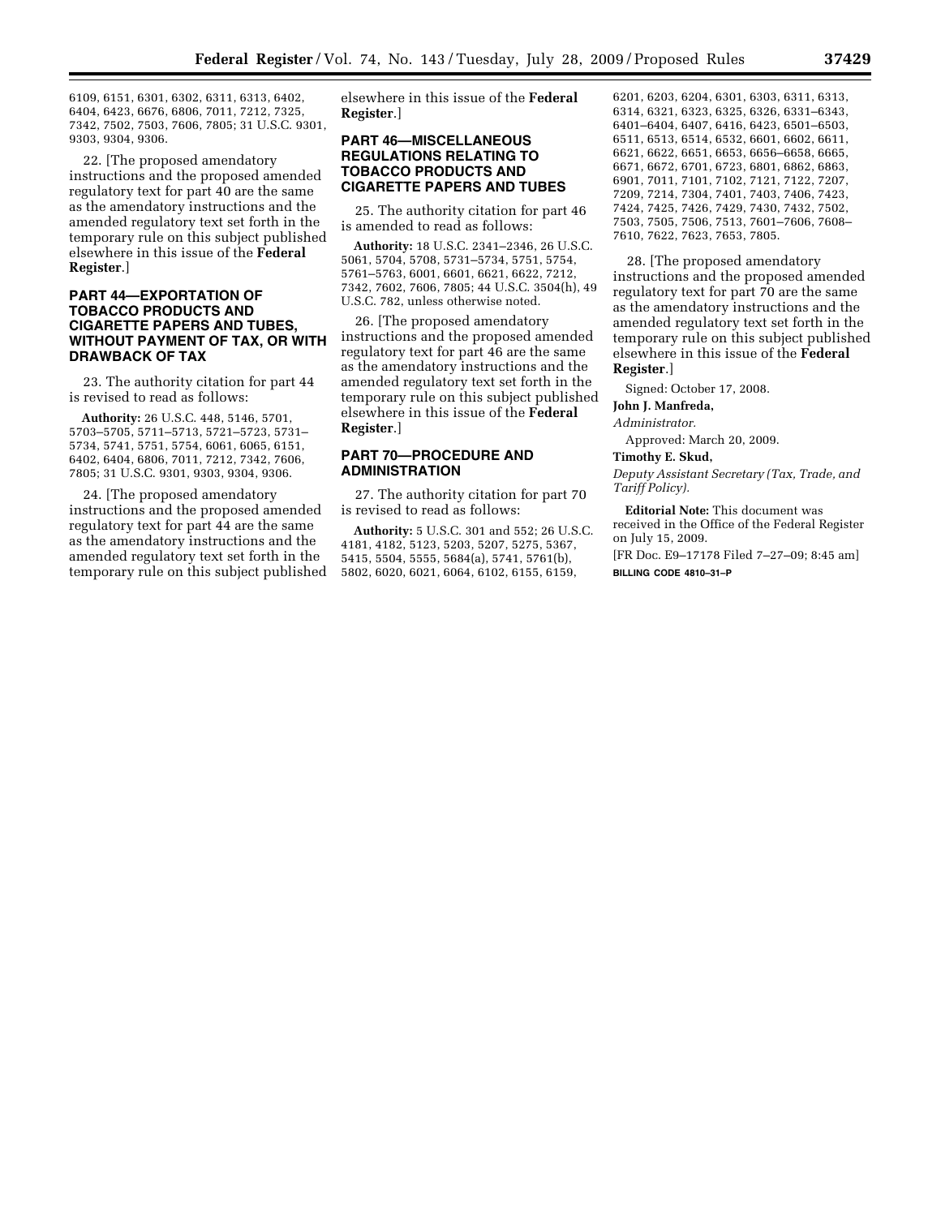6109, 6151, 6301, 6302, 6311, 6313, 6402, 6404, 6423, 6676, 6806, 7011, 7212, 7325, 7342, 7502, 7503, 7606, 7805; 31 U.S.C. 9301, 9303, 9304, 9306.

22. [The proposed amendatory instructions and the proposed amended regulatory text for part 40 are the same as the amendatory instructions and the amended regulatory text set forth in the temporary rule on this subject published elsewhere in this issue of the **Federal Register**.]

## PART 44—EXPORTATION OF TOBACCO PRODUCTS AND CIGARETTE PAPERS AND TUBES, WITHOUT PAYMENT OF TAX, OR WITH DRAWBACK OF TAX

23. The authority citation for part 44 is revised to read as follows:

**Authority:** 26 U.S.C. 448, 5146, 5701, 5703–5705, 5711–5713, 5721–5723, 5731–5734, 5741, 5751, 5754, 6061, 6065, 6151, 6402, 6404, 6806, 7011, 7212, 7342, 7606, 7805; 31 U.S.C. 9301, 9303, 9304, 9306.

24. [The proposed amendatory instructions and the proposed amended regulatory text for part 44 are the same as the amendatory instructions and the amended regulatory text set forth in the temporary rule on this subject published elsewhere in this issue of the **Federal Register**.]

## PART 46—MISCELLANEOUS REGULATIONS RELATING TO TOBACCO PRODUCTS AND CIGARETTE PAPERS AND TUBES

25. The authority citation for part 46 is amended to read as follows:

**Authority:** 18 U.S.C. 2341–2346, 26 U.S.C. 5061, 5704, 5708, 5731–5734, 5751, 5754, 5761–5763, 6001, 6601, 6621, 6622, 7212, 7342, 7602, 7606, 7805; 44 U.S.C. 3504(h), 49 U.S.C. 782, unless otherwise noted.

26. [The proposed amendatory instructions and the proposed amended regulatory text for part 46 are the same as the amendatory instructions and the amended regulatory text set forth in the temporary rule on this subject published elsewhere in this issue of the **Federal Register**.]

## PART 70—PROCEDURE AND ADMINISTRATION

27. The authority citation for part 70 is revised to read as follows:

**Authority:** 5 U.S.C. 301 and 552; 26 U.S.C. 4181, 4182, 5123, 5203, 5207, 5275, 5367, 5415, 5504, 5555, 5684(a), 5741, 5761(b), 5802, 6020, 6021, 6064, 6102, 6155, 6159, 6201, 6203, 6204, 6301, 6303, 6311, 6313, 6314, 6321, 6323, 6325, 6326, 6331–6343, 6401–6404, 6407, 6416, 6423, 6501–6503, 6511, 6513, 6514, 6532, 6601, 6602, 6611, 6621, 6622, 6651, 6653, 6656–6658, 6665, 6671, 6672, 6701, 6723, 6801, 6862, 6863, 6901, 7011, 7101, 7102, 7121, 7122, 7207, 7209, 7214, 7304, 7401, 7403, 7406, 7423, 7424, 7425, 7426, 7429, 7430, 7432, 7502, 7503, 7505, 7506, 7513, 7601–7606, 7608–7610, 7622, 7623, 7653, 7805.

28. [The proposed amendatory instructions and the proposed amended regulatory text for part 70 are the same as the amendatory instructions and the amended regulatory text set forth in the temporary rule on this subject published elsewhere in this issue of the **Federal Register**.]

Signed: October 17, 2008.

**John J. Manfreda,**

*Administrator.*

Approved: March 20, 2009.

**Timothy E. Skud,**

*Deputy Assistant Secretary (Tax, Trade, and Tariff Policy).*

**Editorial Note:** This document was received in the Office of the Federal Register on July 15, 2009.

[FR Doc. E9–17178 Filed 7–27–09; 8:45 am]

**BILLING CODE 4810–31–P**